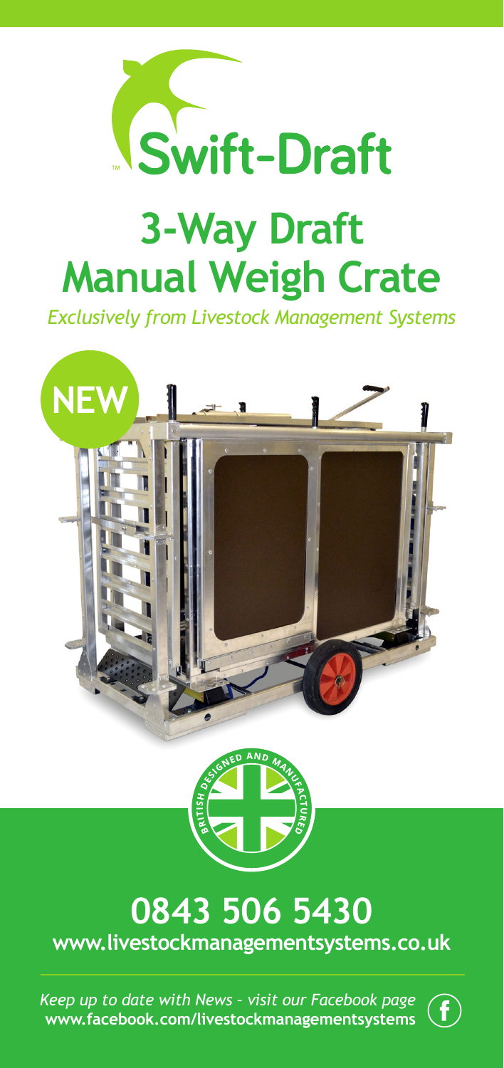Swift-Draft™

# 3-Way Draft Manual Weigh Crate

*Exclusively from Livestock Management Systems*

NEW

BRITISH DESIGNED AND MANUFACTURED

## 0843 506 5430

**www.livestockmanagementsystems.co.uk**

*Keep up to date with News - visit our Facebook page*
**www.facebook.com/livestockmanagementsystems**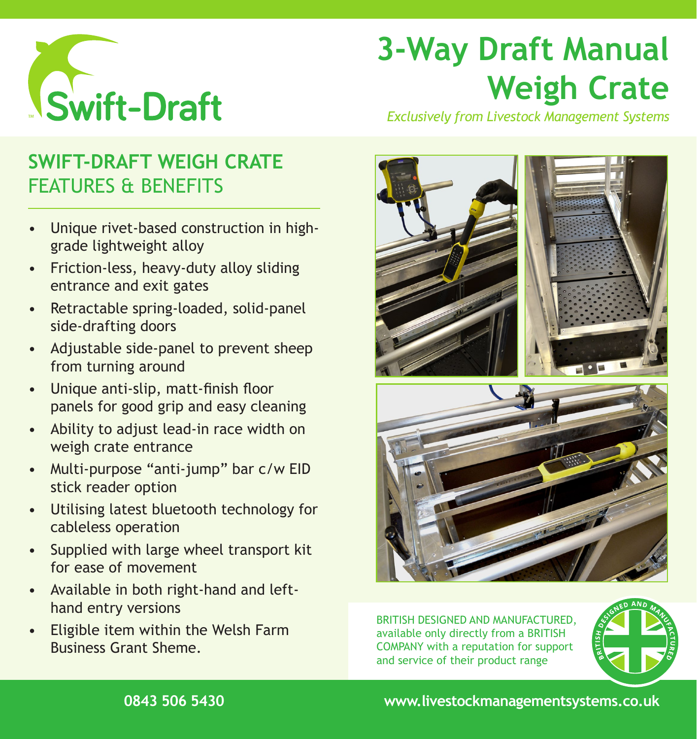# 3-Way Draft Manual Weigh Crate

*Exclusively from Livestock Management Systems*

Swift-Draft™

## SWIFT-DRAFT WEIGH CRATE FEATURES & BENEFITS

- Unique rivet-based construction in high-grade lightweight alloy
- Friction-less, heavy-duty alloy sliding entrance and exit gates
- Retractable spring-loaded, solid-panel side-drafting doors
- Adjustable side-panel to prevent sheep from turning around
- Unique anti-slip, matt-finish floor panels for good grip and easy cleaning
- Ability to adjust lead-in race width on weigh crate entrance
- Multi-purpose "anti-jump" bar c/w EID stick reader option
- Utilising latest bluetooth technology for cableless operation
- Supplied with large wheel transport kit for ease of movement
- Available in both right-hand and left-hand entry versions
- Eligible item within the Welsh Farm Business Grant Sheme.

BRITISH DESIGNED AND MANUFACTURED, available only directly from a BRITISH COMPANY with a reputation for support and service of their product range

BRITISH DESIGNED AND MANUFACTURED

0843 506 5430

www.livestockmanagementsystems.co.uk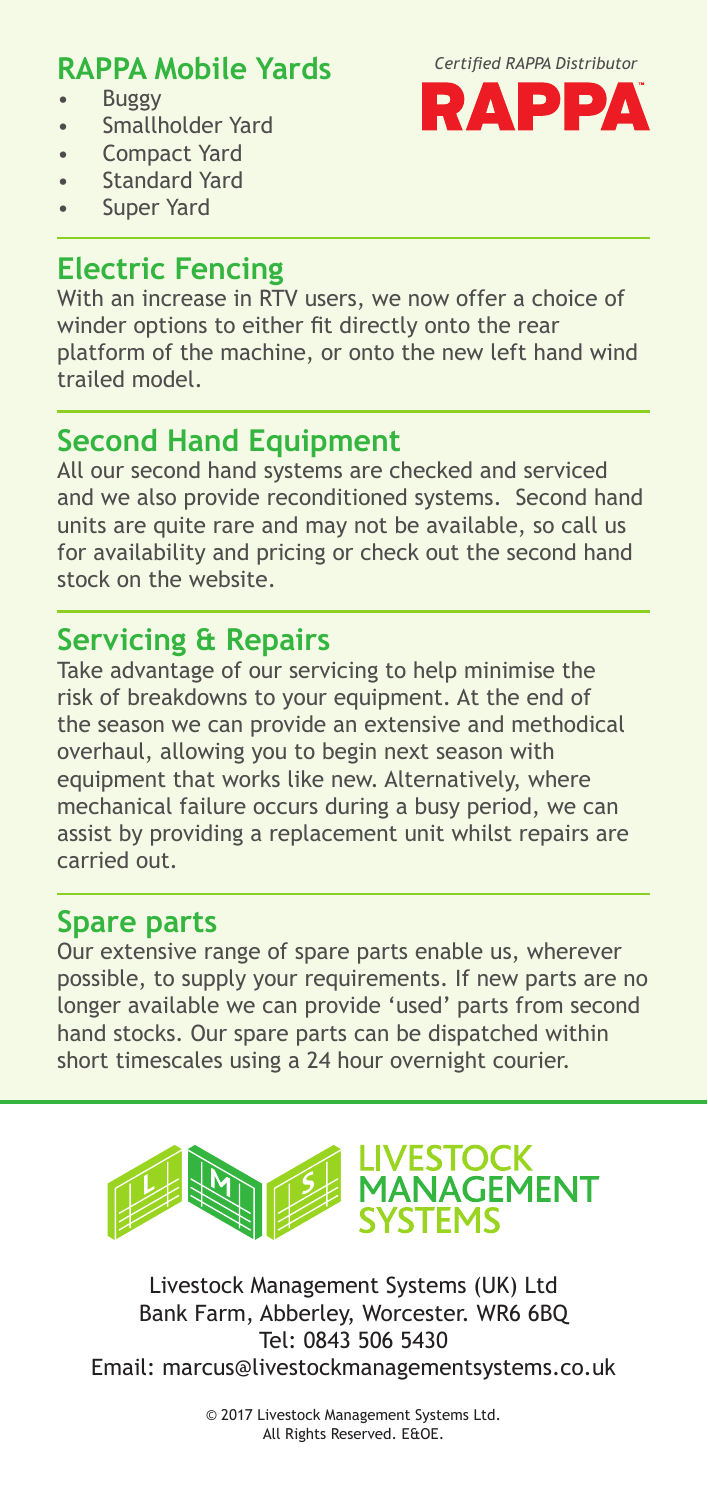## RAPPA Mobile Yards

*Certified RAPPA Distributor*

RAPPA

- Buggy
- Smallholder Yard
- Compact Yard
- Standard Yard
- Super Yard

## Electric Fencing

With an increase in RTV users, we now offer a choice of winder options to either fit directly onto the rear platform of the machine, or onto the new left hand wind trailed model.

## Second Hand Equipment

All our second hand systems are checked and serviced and we also provide reconditioned systems. Second hand units are quite rare and may not be available, so call us for availability and pricing or check out the second hand stock on the website.

## Servicing & Repairs

Take advantage of our servicing to help minimise the risk of breakdowns to your equipment. At the end of the season we can provide an extensive and methodical overhaul, allowing you to begin next season with equipment that works like new. Alternatively, where mechanical failure occurs during a busy period, we can assist by providing a replacement unit whilst repairs are carried out.

## Spare parts

Our extensive range of spare parts enable us, wherever possible, to supply your requirements. If new parts are no longer available we can provide 'used' parts from second hand stocks. Our spare parts can be dispatched within short timescales using a 24 hour overnight courier.

LIVESTOCK MANAGEMENT SYSTEMS

Livestock Management Systems (UK) Ltd
Bank Farm, Abberley, Worcester. WR6 6BQ
Tel: 0843 506 5430
Email: marcus@livestockmanagementsystems.co.uk

© 2017 Livestock Management Systems Ltd.
All Rights Reserved. E&OE.